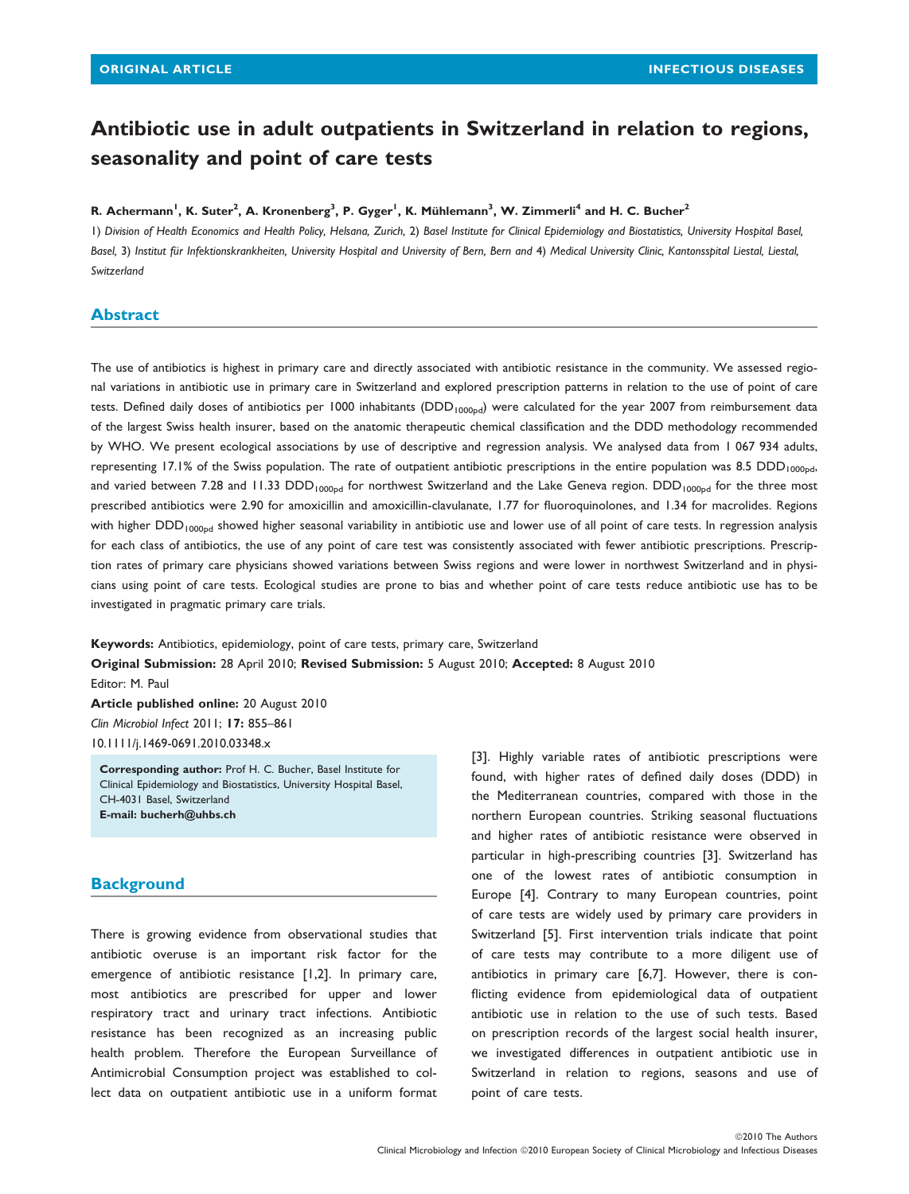ORIGINAL ARTICLE INFECTIOUS DISEASES

# Antibiotic use in adult outpatients in Switzerland in relation to regions, seasonality and point of care tests

**R. Achermann[1], K. Suter[2], A. Kronenberg[3], P. Gyger[1], K. Mühlemann[3], W. Zimmerli[4] and H. C. Bucher[2]**

1) *Division of Health Economics and Health Policy, Helsana, Zurich,* 2) *Basel Institute for Clinical Epidemiology and Biostatistics, University Hospital Basel, Basel,* 3) *Institut für Infektionskrankheiten, University Hospital and University of Bern, Bern and* 4) *Medical University Clinic, Kantonsspital Liestal, Liestal, Switzerland*

## Abstract

The use of antibiotics is highest in primary care and directly associated with antibiotic resistance in the community. We assessed regional variations in antibiotic use in primary care in Switzerland and explored prescription patterns in relation to the use of point of care tests. Defined daily doses of antibiotics per 1000 inhabitants ($DDD_{1000pd}$) were calculated for the year 2007 from reimbursement data of the largest Swiss health insurer, based on the anatomic therapeutic chemical classification and the DDD methodology recommended by WHO. We present ecological associations by use of descriptive and regression analysis. We analysed data from 1 067 934 adults, representing 17.1% of the Swiss population. The rate of outpatient antibiotic prescriptions in the entire population was 8.5 $DDD_{1000pd}$, and varied between 7.28 and 11.33 $DDD_{1000pd}$ for northwest Switzerland and the Lake Geneva region. $DDD_{1000pd}$ for the three most prescribed antibiotics were 2.90 for amoxicillin and amoxicillin-clavulanate, 1.77 for fluoroquinolones, and 1.34 for macrolides. Regions with higher $DDD_{1000pd}$ showed higher seasonal variability in antibiotic use and lower use of all point of care tests. In regression analysis for each class of antibiotics, the use of any point of care test was consistently associated with fewer antibiotic prescriptions. Prescription rates of primary care physicians showed variations between Swiss regions and were lower in northwest Switzerland and in physicians using point of care tests. Ecological studies are prone to bias and whether point of care tests reduce antibiotic use has to be investigated in pragmatic primary care trials.

**Keywords:** Antibiotics, epidemiology, point of care tests, primary care, Switzerland

**Original Submission:** 28 April 2010; **Revised Submission:** 5 August 2010; **Accepted:** 8 August 2010

Editor: M. Paul

**Article published online:** 20 August 2010

*Clin Microbiol Infect* 2011; **17:** 855–861

10.1111/j.1469-0691.2010.03348.x

**Corresponding author:** Prof H. C. Bucher, Basel Institute for Clinical Epidemiology and Biostatistics, University Hospital Basel, CH-4031 Basel, Switzerland
**E-mail: bucherh@uhbs.ch**

## Background

There is growing evidence from observational studies that antibiotic overuse is an important risk factor for the emergence of antibiotic resistance [1,2]. In primary care, most antibiotics are prescribed for upper and lower respiratory tract and urinary tract infections. Antibiotic resistance has been recognized as an increasing public health problem. Therefore the European Surveillance of Antimicrobial Consumption project was established to collect data on outpatient antibiotic use in a uniform format [3]. Highly variable rates of antibiotic prescriptions were found, with higher rates of defined daily doses (DDD) in the Mediterranean countries, compared with those in the northern European countries. Striking seasonal fluctuations and higher rates of antibiotic resistance were observed in particular in high-prescribing countries [3]. Switzerland has one of the lowest rates of antibiotic consumption in Europe [4]. Contrary to many European countries, point of care tests are widely used by primary care providers in Switzerland [5]. First intervention trials indicate that point of care tests may contribute to a more diligent use of antibiotics in primary care [6,7]. However, there is conflicting evidence from epidemiological data of outpatient antibiotic use in relation to the use of such tests. Based on prescription records of the largest social health insurer, we investigated differences in outpatient antibiotic use in Switzerland in relation to regions, seasons and use of point of care tests.

©2010 The Authors
Clinical Microbiology and Infection ©2010 European Society of Clinical Microbiology and Infectious Diseases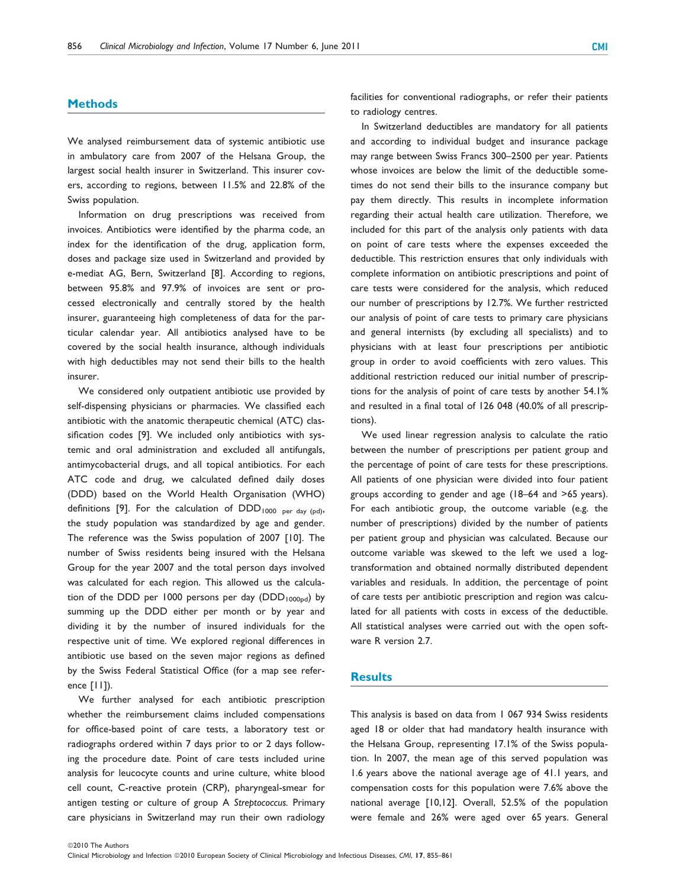## Methods

We analysed reimbursement data of systemic antibiotic use in ambulatory care from 2007 of the Helsana Group, the largest social health insurer in Switzerland. This insurer covers, according to regions, between 11.5% and 22.8% of the Swiss population.

Information on drug prescriptions was received from invoices. Antibiotics were identified by the pharma code, an index for the identification of the drug, application form, doses and package size used in Switzerland and provided by e-mediat AG, Bern, Switzerland [8]. According to regions, between 95.8% and 97.9% of invoices are sent or processed electronically and centrally stored by the health insurer, guaranteeing high completeness of data for the particular calendar year. All antibiotics analysed have to be covered by the social health insurance, although individuals with high deductibles may not send their bills to the health insurer.

We considered only outpatient antibiotic use provided by self-dispensing physicians or pharmacies. We classified each antibiotic with the anatomic therapeutic chemical (ATC) classification codes [9]. We included only antibiotics with systemic and oral administration and excluded all antifungals, antimycobacterial drugs, and all topical antibiotics. For each ATC code and drug, we calculated defined daily doses (DDD) based on the World Health Organisation (WHO) definitions [9]. For the calculation of $DDD_{1000\ \text{per day (pd)}}$, the study population was standardized by age and gender. The reference was the Swiss population of 2007 [10]. The number of Swiss residents being insured with the Helsana Group for the year 2007 and the total person days involved was calculated for each region. This allowed us the calculation of the DDD per 1000 persons per day ($DDD_{1000pd}$) by summing up the DDD either per month or by year and dividing it by the number of insured individuals for the respective unit of time. We explored regional differences in antibiotic use based on the seven major regions as defined by the Swiss Federal Statistical Office (for a map see reference [11]).

We further analysed for each antibiotic prescription whether the reimbursement claims included compensations for office-based point of care tests, a laboratory test or radiographs ordered within 7 days prior to or 2 days following the procedure date. Point of care tests included urine analysis for leucocyte counts and urine culture, white blood cell count, C-reactive protein (CRP), pharyngeal-smear for antigen testing or culture of group A *Streptococcus.* Primary care physicians in Switzerland may run their own radiology facilities for conventional radiographs, or refer their patients to radiology centres.

In Switzerland deductibles are mandatory for all patients and according to individual budget and insurance package may range between Swiss Francs 300–2500 per year. Patients whose invoices are below the limit of the deductible sometimes do not send their bills to the insurance company but pay them directly. This results in incomplete information regarding their actual health care utilization. Therefore, we included for this part of the analysis only patients with data on point of care tests where the expenses exceeded the deductible. This restriction ensures that only individuals with complete information on antibiotic prescriptions and point of care tests were considered for the analysis, which reduced our number of prescriptions by 12.7%. We further restricted our analysis of point of care tests to primary care physicians and general internists (by excluding all specialists) and to physicians with at least four prescriptions per antibiotic group in order to avoid coefficients with zero values. This additional restriction reduced our initial number of prescriptions for the analysis of point of care tests by another 54.1% and resulted in a final total of 126 048 (40.0% of all prescriptions).

We used linear regression analysis to calculate the ratio between the number of prescriptions per patient group and the percentage of point of care tests for these prescriptions. All patients of one physician were divided into four patient groups according to gender and age (18–64 and >65 years). For each antibiotic group, the outcome variable (e.g. the number of prescriptions) divided by the number of patients per patient group and physician was calculated. Because our outcome variable was skewed to the left we used a log-transformation and obtained normally distributed dependent variables and residuals. In addition, the percentage of point of care tests per antibiotic prescription and region was calculated for all patients with costs in excess of the deductible. All statistical analyses were carried out with the open software R version 2.7.

## Results

This analysis is based on data from 1 067 934 Swiss residents aged 18 or older that had mandatory health insurance with the Helsana Group, representing 17.1% of the Swiss population. In 2007, the mean age of this served population was 1.6 years above the national average age of 41.1 years, and compensation costs for this population were 7.6% above the national average [10,12]. Overall, 52.5% of the population were female and 26% were aged over 65 years. General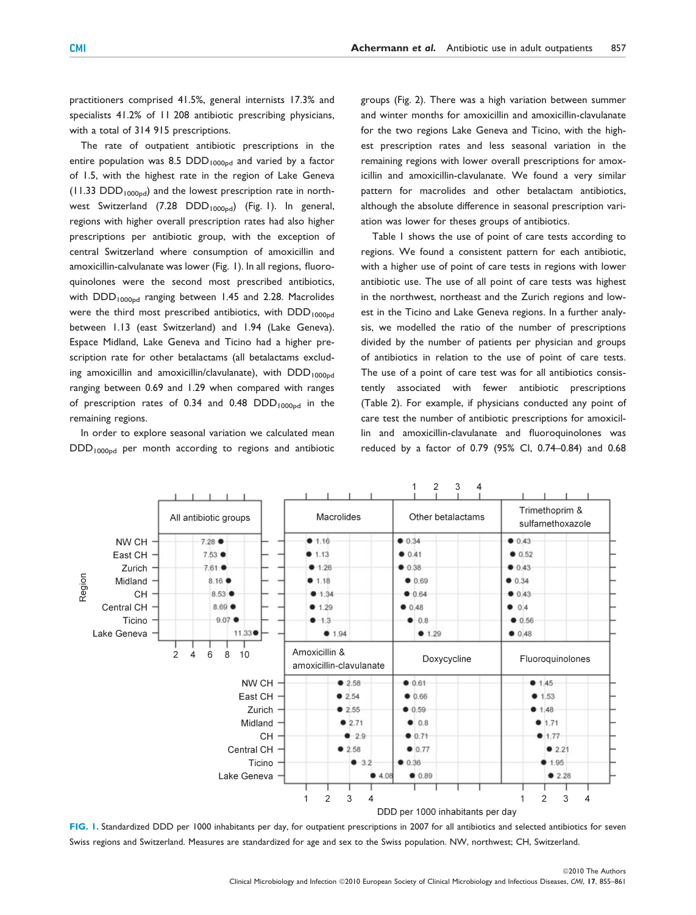practitioners comprised 41.5%, general internists 17.3% and specialists 41.2% of 11 208 antibiotic prescribing physicians, with a total of 314 915 prescriptions.

The rate of outpatient antibiotic prescriptions in the entire population was 8.5 $DDD_{1000pd}$ and varied by a factor of 1.5, with the highest rate in the region of Lake Geneva (11.33 $DDD_{1000pd}$) and the lowest prescription rate in northwest Switzerland (7.28 $DDD_{1000pd}$) (Fig. 1). In general, regions with higher overall prescription rates had also higher prescriptions per antibiotic group, with the exception of central Switzerland where consumption of amoxicillin and amoxicillin-calvulanate was lower (Fig. 1). In all regions, fluoroquinolones were the second most prescribed antibiotics, with $DDD_{1000pd}$ ranging between 1.45 and 2.28. Macrolides were the third most prescribed antibiotics, with $DDD_{1000pd}$ between 1.13 (east Switzerland) and 1.94 (Lake Geneva). Espace Midland, Lake Geneva and Ticino had a higher prescription rate for other betalactams (all betalactams excluding amoxicillin and amoxicillin/clavulanate), with $DDD_{1000pd}$ ranging between 0.69 and 1.29 when compared with ranges of prescription rates of 0.34 and 0.48 $DDD_{1000pd}$ in the remaining regions.

In order to explore seasonal variation we calculated mean $DDD_{1000pd}$ per month according to regions and antibiotic groups (Fig. 2). There was a high variation between summer and winter months for amoxicillin and amoxicillin-clavulanate for the two regions Lake Geneva and Ticino, with the highest prescription rates and less seasonal variation in the remaining regions with lower overall prescriptions for amoxicillin and amoxicillin-clavulanate. We found a very similar pattern for macrolides and other betalactam antibiotics, although the absolute difference in seasonal prescription variation was lower for theses groups of antibiotics.

Table 1 shows the use of point of care tests according to regions. We found a consistent pattern for each antibiotic, with a higher use of point of care tests in regions with lower antibiotic use. The use of all point of care tests was highest in the northwest, northeast and the Zurich regions and lowest in the Ticino and Lake Geneva regions. In a further analysis, we modelled the ratio of the number of prescriptions divided by the number of patients per physician and groups of antibiotics in relation to the use of point of care tests. The use of a point of care test was for all antibiotics consistently associated with fewer antibiotic prescriptions (Table 2). For example, if physicians conducted any point of care test the number of antibiotic prescriptions for amoxicillin and amoxicillin-clavulanate and fluoroquinolones was reduced by a factor of 0.79 (95% CI, 0.74–0.84) and 0.68

| Region | All antibiotic groups | Macrolides | Other betalactams | Trimethoprim & sulfamethoxazole | Amoxicillin & amoxicillin-clavulanate | Doxycycline | Fluoroquinolones |
|---|---|---|---|---|---|---|---|
| NW CH | 7.28 | 1.16 | 0.34 | 0.43 | 2.58 | 0.61 | 1.45 |
| East CH | 7.53 | 1.13 | 0.41 | 0.52 | 2.54 | 0.66 | 1.53 |
| Zurich | 7.61 | 1.26 | 0.38 | 0.43 | 2.55 | 0.59 | 1.48 |
| Midland | 8.16 | 1.18 | 0.69 | 0.34 | 2.71 | 0.8 | 1.71 |
| CH | 8.53 | 1.34 | 0.64 | 0.43 | 2.9 | 0.71 | 1.77 |
| Central CH | 8.69 | 1.29 | 0.48 | 0.4 | 2.58 | 0.77 | 2.21 |
| Ticino | 9.07 | 1.3 | 0.8 | 0.56 | 3.2 | 0.36 | 1.95 |
| Lake Geneva | 11.33 | 1.94 | 1.29 | 0.48 | 4.08 | 0.89 | 2.28 |

**FIG. 1.** Standardized DDD per 1000 inhabitants per day, for outpatient prescriptions in 2007 for all antibiotics and selected antibiotics for seven Swiss regions and Switzerland. Measures are standardized for age and sex to the Swiss population. NW, northwest; CH, Switzerland.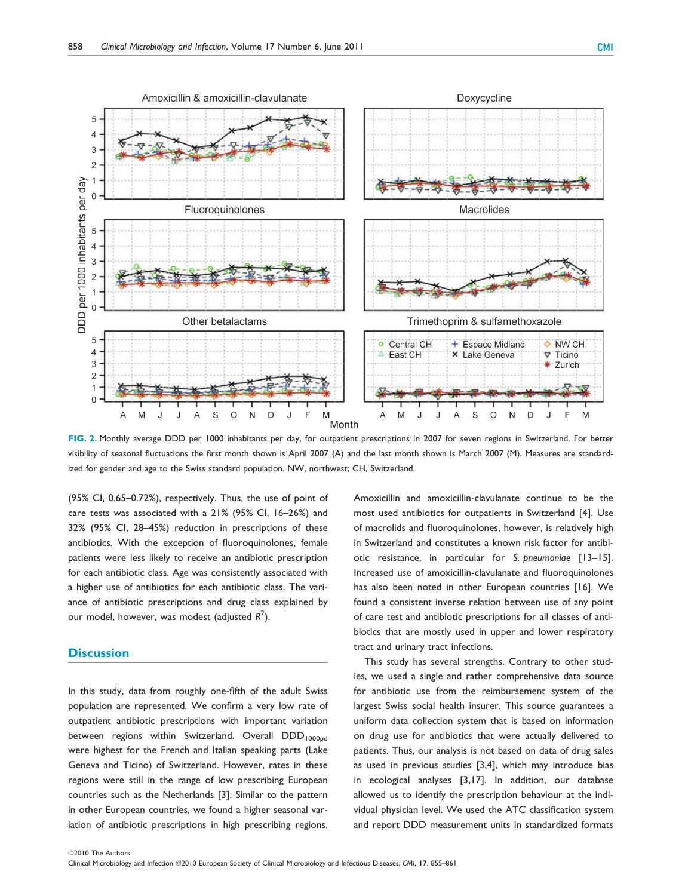FIG. 2. Monthly average DDD per 1000 inhabitants per day, for outpatient prescriptions in 2007 for seven regions in Switzerland. For better visibility of seasonal fluctuations the first month shown is April 2007 (A) and the last month shown is March 2007 (M). Measures are standardized for gender and age to the Swiss standard population. NW, northwest; CH, Switzerland.

(95% CI, 0.65–0.72%), respectively. Thus, the use of point of care tests was associated with a 21% (95% CI, 16–26%) and 32% (95% CI, 28–45%) reduction in prescriptions of these antibiotics. With the exception of fluoroquinolones, female patients were less likely to receive an antibiotic prescription for each antibiotic class. Age was consistently associated with a higher use of antibiotics for each antibiotic class. The variance of antibiotic prescriptions and drug class explained by our model, however, was modest (adjusted $R^2$).

## Discussion

In this study, data from roughly one-fifth of the adult Swiss population are represented. We confirm a very low rate of outpatient antibiotic prescriptions with important variation between regions within Switzerland. Overall $DDD_{1000pd}$ were highest for the French and Italian speaking parts (Lake Geneva and Ticino) of Switzerland. However, rates in these regions were still in the range of low prescribing European countries such as the Netherlands [3]. Similar to the pattern in other European countries, we found a higher seasonal variation of antibiotic prescriptions in high prescribing regions. Amoxicillin and amoxicillin-clavulanate continue to be the most used antibiotics for outpatients in Switzerland [4]. Use of macrolids and fluoroquinolones, however, is relatively high in Switzerland and constitutes a known risk factor for antibiotic resistance, in particular for *S. pneumoniae* [13–15]. Increased use of amoxicillin-clavulanate and fluoroquinolones has also been noted in other European countries [16]. We found a consistent inverse relation between use of any point of care test and antibiotic prescriptions for all classes of antibiotics that are mostly used in upper and lower respiratory tract and urinary tract infections.

This study has several strengths. Contrary to other studies, we used a single and rather comprehensive data source for antibiotic use from the reimbursement system of the largest Swiss social health insurer. This source guarantees a uniform data collection system that is based on information on drug use for antibiotics that were actually delivered to patients. Thus, our analysis is not based on data of drug sales as used in previous studies [3,4], which may introduce bias in ecological analyses [3,17]. In addition, our database allowed us to identify the prescription behaviour at the individual physician level. We used the ATC classification system and report DDD measurement units in standardized formats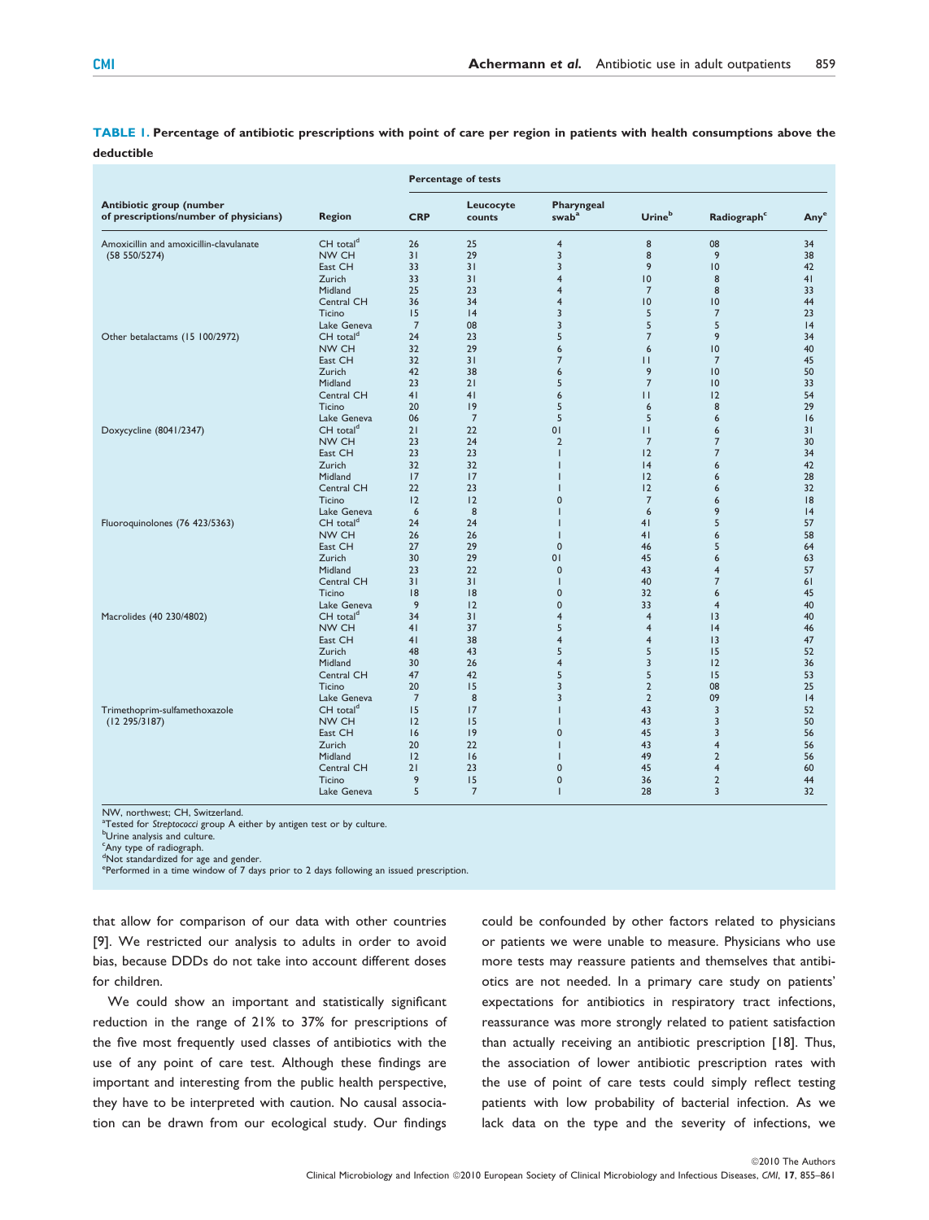**TABLE 1. Percentage of antibiotic prescriptions with point of care per region in patients with health consumptions above the deductible**

| Antibiotic group (number of prescriptions/number of physicians) | Region | Percentage of tests | | | | | |
|---|---|---|---|---|---|---|---|
| | | CRP | Leucocyte counts | Pharyngeal swab[a] | Urine[b] | Radiograph[c] | Any[e] |
| Amoxicillin and amoxicillin-clavulanate (58 550/5274) | CH total[d] | 26 | 25 | 4 | 8 | 08 | 34 |
| | NW CH | 31 | 29 | 3 | 8 | 9 | 38 |
| | East CH | 33 | 31 | 3 | 9 | 10 | 42 |
| | Zurich | 33 | 31 | 4 | 10 | 8 | 41 |
| | Midland | 25 | 23 | 4 | 7 | 8 | 33 |
| | Central CH | 36 | 34 | 4 | 10 | 10 | 44 |
| | Ticino | 15 | 14 | 3 | 5 | 7 | 23 |
| | Lake Geneva | 7 | 08 | 3 | 5 | 5 | 14 |
| Other betalactams (15 100/2972) | CH total[d] | 24 | 23 | 5 | 7 | 9 | 34 |
| | NW CH | 32 | 29 | 6 | 6 | 10 | 40 |
| | East CH | 32 | 31 | 7 | 11 | 7 | 45 |
| | Zurich | 42 | 38 | 6 | 9 | 10 | 50 |
| | Midland | 23 | 21 | 5 | 7 | 10 | 33 |
| | Central CH | 41 | 41 | 6 | 11 | 12 | 54 |
| | Ticino | 20 | 19 | 5 | 6 | 8 | 29 |
| | Lake Geneva | 06 | 7 | 5 | 5 | 6 | 16 |
| Doxycycline (8041/2347) | CH total[d] | 21 | 22 | 01 | 11 | 6 | 31 |
| | NW CH | 23 | 24 | 2 | 7 | 7 | 30 |
| | East CH | 23 | 23 | 1 | 12 | 7 | 34 |
| | Zurich | 32 | 32 | 1 | 14 | 6 | 42 |
| | Midland | 17 | 17 | 1 | 12 | 6 | 28 |
| | Central CH | 22 | 23 | 1 | 12 | 6 | 32 |
| | Ticino | 12 | 12 | 0 | 7 | 6 | 18 |
| | Lake Geneva | 6 | 8 | 1 | 6 | 9 | 14 |
| Fluoroquinolones (76 423/5363) | CH total[d] | 24 | 24 | 1 | 41 | 5 | 57 |
| | NW CH | 26 | 26 | 1 | 41 | 6 | 58 |
| | East CH | 27 | 29 | 0 | 46 | 5 | 64 |
| | Zurich | 30 | 29 | 01 | 45 | 6 | 63 |
| | Midland | 23 | 22 | 0 | 43 | 4 | 57 |
| | Central CH | 31 | 31 | 1 | 40 | 7 | 61 |
| | Ticino | 18 | 18 | 0 | 32 | 6 | 45 |
| | Lake Geneva | 9 | 12 | 0 | 33 | 4 | 40 |
| Macrolides (40 230/4802) | CH total[d] | 34 | 31 | 4 | 4 | 13 | 40 |
| | NW CH | 41 | 37 | 5 | 4 | 14 | 46 |
| | East CH | 41 | 38 | 4 | 4 | 13 | 47 |
| | Zurich | 48 | 43 | 5 | 5 | 15 | 52 |
| | Midland | 30 | 26 | 4 | 3 | 12 | 36 |
| | Central CH | 47 | 42 | 5 | 5 | 15 | 53 |
| | Ticino | 20 | 15 | 3 | 2 | 08 | 25 |
| | Lake Geneva | 7 | 8 | 3 | 2 | 09 | 14 |
| Trimethoprim-sulfamethoxazole (12 295/3187) | CH total[d] | 15 | 17 | 1 | 43 | 3 | 52 |
| | NW CH | 12 | 15 | 1 | 43 | 3 | 50 |
| | East CH | 16 | 19 | 0 | 45 | 3 | 56 |
| | Zurich | 20 | 22 | 1 | 43 | 4 | 56 |
| | Midland | 12 | 16 | 1 | 49 | 2 | 56 |
| | Central CH | 21 | 23 | 0 | 45 | 4 | 60 |
| | Ticino | 9 | 15 | 0 | 36 | 2 | 44 |
| | Lake Geneva | 5 | 7 | 1 | 28 | 3 | 32 |

NW, northwest; CH, Switzerland.
[a]Tested for *Streptococci* group A either by antigen test or by culture.
[b]Urine analysis and culture.
[c]Any type of radiograph.
[d]Not standardized for age and gender.
[e]Performed in a time window of 7 days prior to 2 days following an issued prescription.

that allow for comparison of our data with other countries [9]. We restricted our analysis to adults in order to avoid bias, because DDDs do not take into account different doses for children.

We could show an important and statistically significant reduction in the range of 21% to 37% for prescriptions of the five most frequently used classes of antibiotics with the use of any point of care test. Although these findings are important and interesting from the public health perspective, they have to be interpreted with caution. No causal association can be drawn from our ecological study. Our findings could be confounded by other factors related to physicians or patients we were unable to measure. Physicians who use more tests may reassure patients and themselves that antibiotics are not needed. In a primary care study on patients' expectations for antibiotics in respiratory tract infections, reassurance was more strongly related to patient satisfaction than actually receiving an antibiotic prescription [18]. Thus, the association of lower antibiotic prescription rates with the use of point of care tests could simply reflect testing patients with low probability of bacterial infection. As we lack data on the type and the severity of infections, we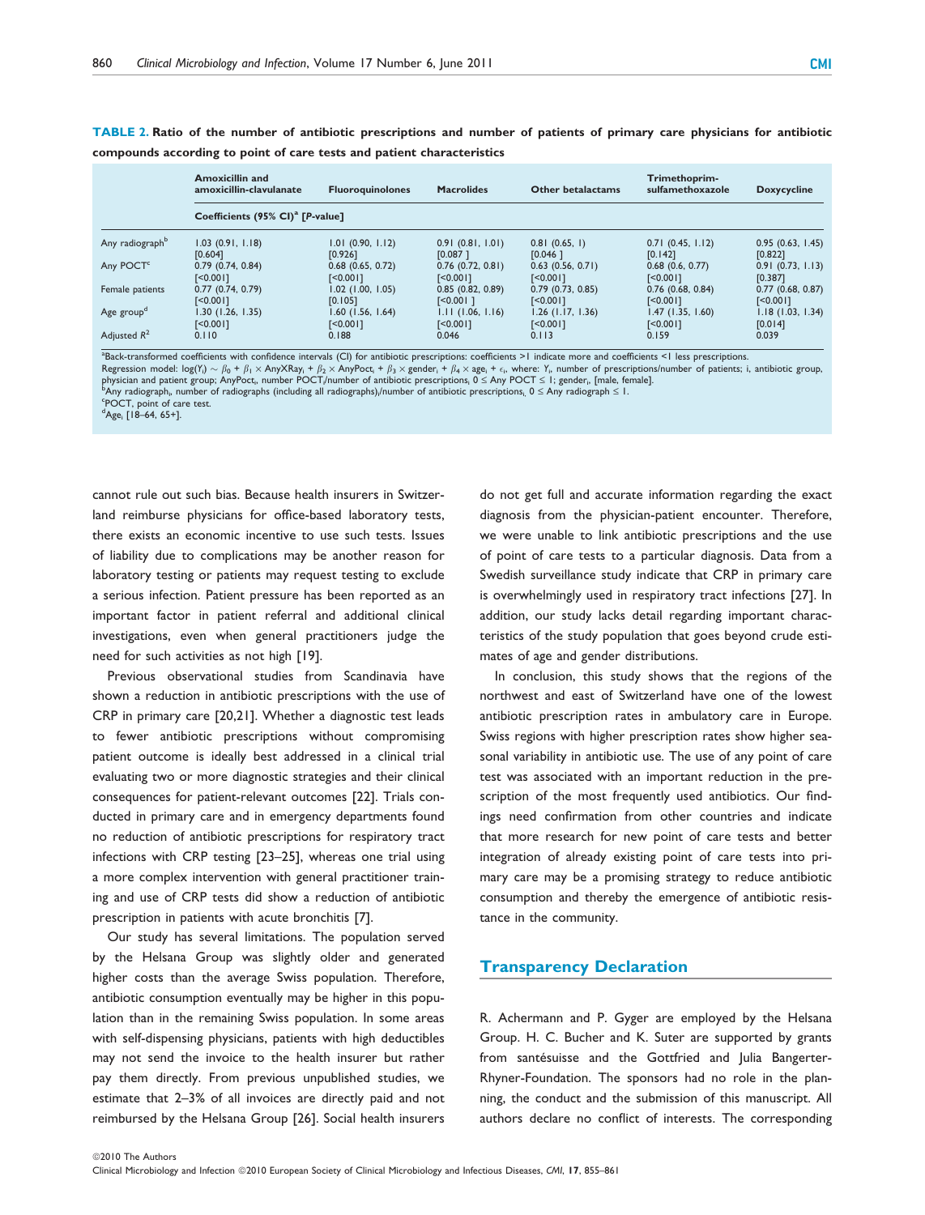**TABLE 2. Ratio of the number of antibiotic prescriptions and number of patients of primary care physicians for antibiotic compounds according to point of care tests and patient characteristics**

| | Amoxicillin and amoxicillin-clavulanate | Fluoroquinolones | Macrolides | Other betalactams | Trimethoprim-sulfamethoxazole | Doxycycline |
|---|---|---|---|---|---|---|
| | Coefficients (95% CI)[a] [P-value] | | | | | |
| Any radiograph[b] | 1.03 (0.91, 1.18) [0.604] | 1.01 (0.90, 1.12) [0.926] | 0.91 (0.81, 1.01) [0.087 ] | 0.81 (0.65, 1) [0.046 ] | 0.71 (0.45, 1.12) [0.142] | 0.95 (0.63, 1.45) [0.822] |
| Any POCT[c] | 0.79 (0.74, 0.84) [<0.001] | 0.68 (0.65, 0.72) [<0.001] | 0.76 (0.72, 0.81) [<0.001] | 0.63 (0.56, 0.71) [<0.001] | 0.68 (0.6, 0.77) [<0.001] | 0.91 (0.73, 1.13) [0.387] |
| Female patients | 0.77 (0.74, 0.79) [<0.001] | 1.02 (1.00, 1.05) [0.105] | 0.85 (0.82, 0.89) [<0.001 ] | 0.79 (0.73, 0.85) [<0.001] | 0.76 (0.68, 0.84) [<0.001] | 0.77 (0.68, 0.87) [<0.001] |
| Age group[d] | 1.30 (1.26, 1.35) [<0.001] | 1.60 (1.56, 1.64) [<0.001] | 1.11 (1.06, 1.16) [<0.001] | 1.26 (1.17, 1.36) [<0.001] | 1.47 (1.35, 1.60) [<0.001] | 1.18 (1.03, 1.34) [0.014] |
| Adjusted $R^2$ | 0.110 | 0.188 | 0.046 | 0.113 | 0.159 | 0.039 |

[a]Back-transformed coefficients with confidence intervals (CI) for antibiotic prescriptions: coefficients >1 indicate more and coefficients <1 less prescriptions.
Regression model: $\log(Y_i) \sim \beta_0 + \beta_1 \times \text{AnyXRay}_i + \beta_2 \times \text{AnyPoct}_i + \beta_3 \times \text{gender}_i + \beta_4 \times \text{age}_i + \epsilon_i$, where: $Y_i$, number of prescriptions/number of patients; i, antibiotic group, physician and patient group; $\text{AnyPoct}_i$, number $\text{POCT}_i$/number of antibiotic prescriptions, $0 \le$ Any POCT $\le 1$; $\text{gender}_i$, [male, female].
[b]Any $\text{radiograph}_i$, number of radiographs (including all radiographs)/number of antibiotic $\text{prescriptions}_i$, $0 \le$ Any radiograph $\le 1$.
[c]POCT, point of care test.
[d]$\text{Age}_i$ [18–64, 65+].

cannot rule out such bias. Because health insurers in Switzerland reimburse physicians for office-based laboratory tests, there exists an economic incentive to use such tests. Issues of liability due to complications may be another reason for laboratory testing or patients may request testing to exclude a serious infection. Patient pressure has been reported as an important factor in patient referral and additional clinical investigations, even when general practitioners judge the need for such activities as not high [19].

Previous observational studies from Scandinavia have shown a reduction in antibiotic prescriptions with the use of CRP in primary care [20,21]. Whether a diagnostic test leads to fewer antibiotic prescriptions without compromising patient outcome is ideally best addressed in a clinical trial evaluating two or more diagnostic strategies and their clinical consequences for patient-relevant outcomes [22]. Trials conducted in primary care and in emergency departments found no reduction of antibiotic prescriptions for respiratory tract infections with CRP testing [23–25], whereas one trial using a more complex intervention with general practitioner training and use of CRP tests did show a reduction of antibiotic prescription in patients with acute bronchitis [7].

Our study has several limitations. The population served by the Helsana Group was slightly older and generated higher costs than the average Swiss population. Therefore, antibiotic consumption eventually may be higher in this population than in the remaining Swiss population. In some areas with self-dispensing physicians, patients with high deductibles may not send the invoice to the health insurer but rather pay them directly. From previous unpublished studies, we estimate that 2–3% of all invoices are directly paid and not reimbursed by the Helsana Group [26]. Social health insurers do not get full and accurate information regarding the exact diagnosis from the physician-patient encounter. Therefore, we were unable to link antibiotic prescriptions and the use of point of care tests to a particular diagnosis. Data from a Swedish surveillance study indicate that CRP in primary care is overwhelmingly used in respiratory tract infections [27]. In addition, our study lacks detail regarding important characteristics of the study population that goes beyond crude estimates of age and gender distributions.

In conclusion, this study shows that the regions of the northwest and east of Switzerland have one of the lowest antibiotic prescription rates in ambulatory care in Europe. Swiss regions with higher prescription rates show higher seasonal variability in antibiotic use. The use of any point of care test was associated with an important reduction in the prescription of the most frequently used antibiotics. Our findings need confirmation from other countries and indicate that more research for new point of care tests and better integration of already existing point of care tests into primary care may be a promising strategy to reduce antibiotic consumption and thereby the emergence of antibiotic resistance in the community.

## Transparency Declaration

R. Achermann and P. Gyger are employed by the Helsana Group. H. C. Bucher and K. Suter are supported by grants from santésuisse and the Gottfried and Julia Bangerter-Rhyner-Foundation. The sponsors had no role in the planning, the conduct and the submission of this manuscript. All authors declare no conflict of interests. The corresponding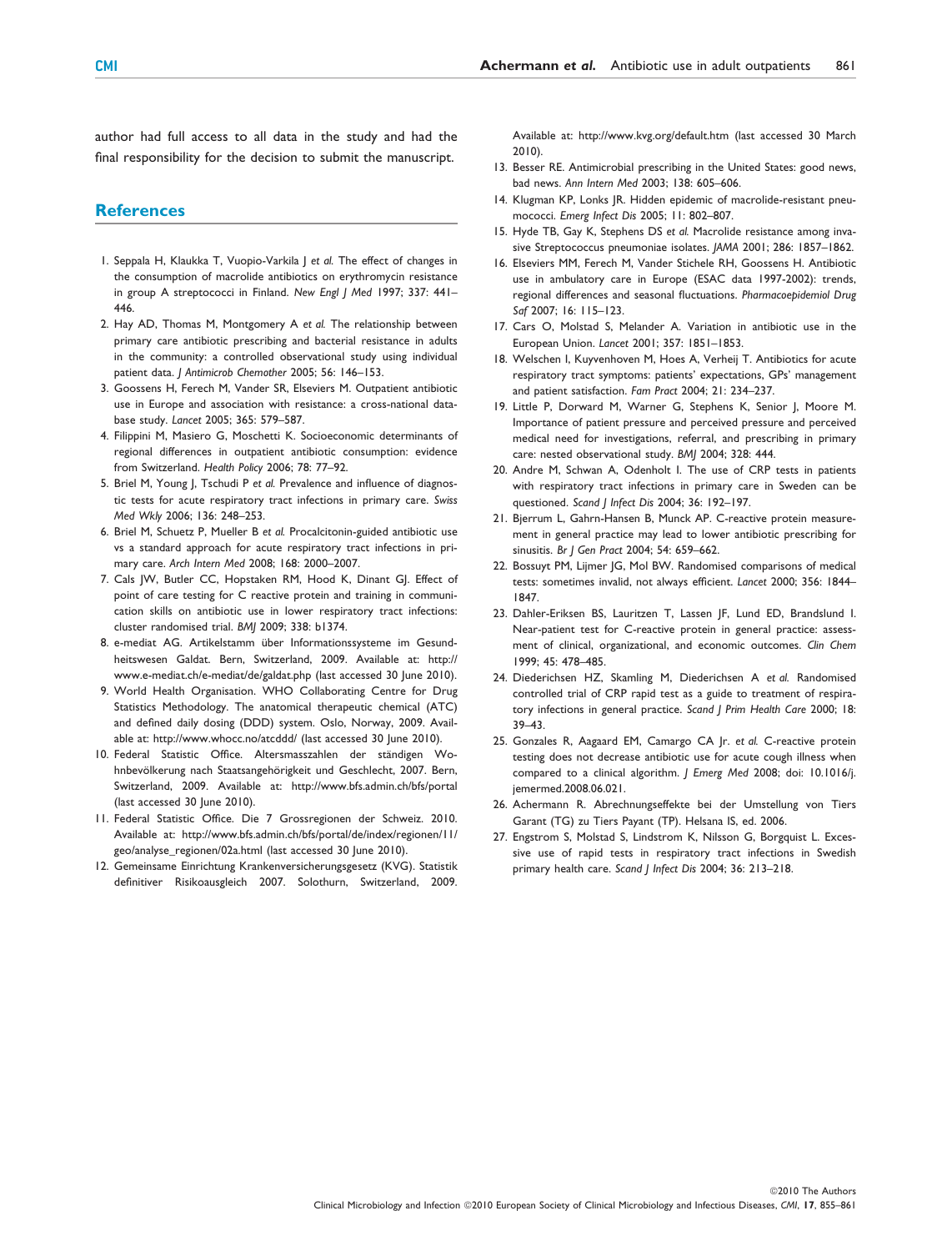author had full access to all data in the study and had the final responsibility for the decision to submit the manuscript.

## References

1. Seppala H, Klaukka T, Vuopio-Varkila J *et al.* The effect of changes in the consumption of macrolide antibiotics on erythromycin resistance in group A streptococci in Finland. *New Engl J Med* 1997; 337: 441–446.
2. Hay AD, Thomas M, Montgomery A *et al.* The relationship between primary care antibiotic prescribing and bacterial resistance in adults in the community: a controlled observational study using individual patient data. *J Antimicrob Chemother* 2005; 56: 146–153.
3. Goossens H, Ferech M, Vander SR, Elseviers M. Outpatient antibiotic use in Europe and association with resistance: a cross-national database study. *Lancet* 2005; 365: 579–587.
4. Filippini M, Masiero G, Moschetti K. Socioeconomic determinants of regional differences in outpatient antibiotic consumption: evidence from Switzerland. *Health Policy* 2006; 78: 77–92.
5. Briel M, Young J, Tschudi P *et al.* Prevalence and influence of diagnostic tests for acute respiratory tract infections in primary care. *Swiss Med Wkly* 2006; 136: 248–253.
6. Briel M, Schuetz P, Mueller B *et al.* Procalcitonin-guided antibiotic use vs a standard approach for acute respiratory tract infections in primary care. *Arch Intern Med* 2008; 168: 2000–2007.
7. Cals JW, Butler CC, Hopstaken RM, Hood K, Dinant GJ. Effect of point of care testing for C reactive protein and training in communication skills on antibiotic use in lower respiratory tract infections: cluster randomised trial. *BMJ* 2009; 338: b1374.
8. e-mediat AG. Artikelstamm über Informationssysteme im Gesundheitswesen Galdat. Bern, Switzerland, 2009. Available at: http://www.e-mediat.ch/e-mediat/de/galdat.php (last accessed 30 June 2010).
9. World Health Organisation. WHO Collaborating Centre for Drug Statistics Methodology. The anatomical therapeutic chemical (ATC) and defined daily dosing (DDD) system. Oslo, Norway, 2009. Available at: http://www.whocc.no/atcddd/ (last accessed 30 June 2010).
10. Federal Statistic Office. Altersmasszahlen der ständigen Wohnbevölkerung nach Staatsangehörigkeit und Geschlecht, 2007. Bern, Switzerland, 2009. Available at: http://www.bfs.admin.ch/bfs/portal (last accessed 30 June 2010).
11. Federal Statistic Office. Die 7 Grossregionen der Schweiz. 2010. Available at: http://www.bfs.admin.ch/bfs/portal/de/index/regionen/11/geo/analyse_regionen/02a.html (last accessed 30 June 2010).
12. Gemeinsame Einrichtung Krankenversicherungsgesetz (KVG). Statistik definitiver Risikoausgleich 2007. Solothurn, Switzerland, 2009. Available at: http://www.kvg.org/default.htm (last accessed 30 March 2010).
13. Besser RE. Antimicrobial prescribing in the United States: good news, bad news. *Ann Intern Med* 2003; 138: 605–606.
14. Klugman KP, Lonks JR. Hidden epidemic of macrolide-resistant pneumococci. *Emerg Infect Dis* 2005; 11: 802–807.
15. Hyde TB, Gay K, Stephens DS *et al.* Macrolide resistance among invasive Streptococcus pneumoniae isolates. *JAMA* 2001; 286: 1857–1862.
16. Elseviers MM, Ferech M, Vander Stichele RH, Goossens H. Antibiotic use in ambulatory care in Europe (ESAC data 1997-2002): trends, regional differences and seasonal fluctuations. *Pharmacoepidemiol Drug Saf* 2007; 16: 115–123.
17. Cars O, Molstad S, Melander A. Variation in antibiotic use in the European Union. *Lancet* 2001; 357: 1851–1853.
18. Welschen I, Kuyvenhoven M, Hoes A, Verheij T. Antibiotics for acute respiratory tract symptoms: patients' expectations, GPs' management and patient satisfaction. *Fam Pract* 2004; 21: 234–237.
19. Little P, Dorward M, Warner G, Stephens K, Senior J, Moore M. Importance of patient pressure and perceived pressure and perceived medical need for investigations, referral, and prescribing in primary care: nested observational study. *BMJ* 2004; 328: 444.
20. Andre M, Schwan A, Odenholt I. The use of CRP tests in patients with respiratory tract infections in primary care in Sweden can be questioned. *Scand J Infect Dis* 2004; 36: 192–197.
21. Bjerrum L, Gahrn-Hansen B, Munck AP. C-reactive protein measurement in general practice may lead to lower antibiotic prescribing for sinusitis. *Br J Gen Pract* 2004; 54: 659–662.
22. Bossuyt PM, Lijmer JG, Mol BW. Randomised comparisons of medical tests: sometimes invalid, not always efficient. *Lancet* 2000; 356: 1844–1847.
23. Dahler-Eriksen BS, Lauritzen T, Lassen JF, Lund ED, Brandslund I. Near-patient test for C-reactive protein in general practice: assessment of clinical, organizational, and economic outcomes. *Clin Chem* 1999; 45: 478–485.
24. Diederichsen HZ, Skamling M, Diederichsen A *et al.* Randomised controlled trial of CRP rapid test as a guide to treatment of respiratory infections in general practice. *Scand J Prim Health Care* 2000; 18: 39–43.
25. Gonzales R, Aagaard EM, Camargo CA Jr. *et al.* C-reactive protein testing does not decrease antibiotic use for acute cough illness when compared to a clinical algorithm. *J Emerg Med* 2008; doi: 10.1016/j.jemermed.2008.06.021.
26. Achermann R. Abrechnungseffekte bei der Umstellung von Tiers Garant (TG) zu Tiers Payant (TP). Helsana IS, ed. 2006.
27. Engstrom S, Molstad S, Lindstrom K, Nilsson G, Borgquist L. Excessive use of rapid tests in respiratory tract infections in Swedish primary health care. *Scand J Infect Dis* 2004; 36: 213–218.